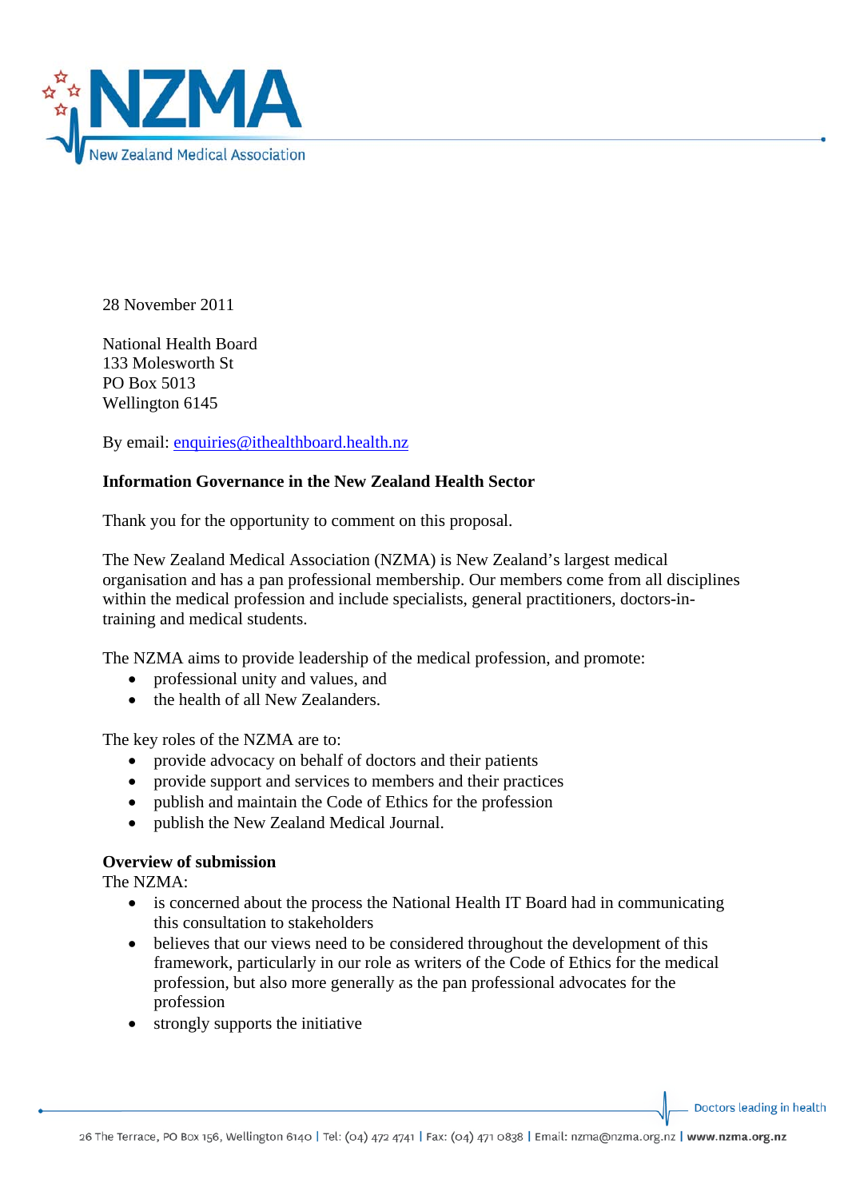28 November 2011

National Health Board
133 Molesworth St
PO Box 5013
Wellington 6145

By email: enquiries@ithealthboard.health.nz

**Information Governance in the New Zealand Health Sector**

Thank you for the opportunity to comment on this proposal.

The New Zealand Medical Association (NZMA) is New Zealand's largest medical organisation and has a pan professional membership. Our members come from all disciplines within the medical profession and include specialists, general practitioners, doctors-in-training and medical students.

The NZMA aims to provide leadership of the medical profession, and promote:

- professional unity and values, and
- the health of all New Zealanders.

The key roles of the NZMA are to:

- provide advocacy on behalf of doctors and their patients
- provide support and services to members and their practices
- publish and maintain the Code of Ethics for the profession
- publish the New Zealand Medical Journal.

**Overview of submission**

The NZMA:

- is concerned about the process the National Health IT Board had in communicating this consultation to stakeholders
- believes that our views need to be considered throughout the development of this framework, particularly in our role as writers of the Code of Ethics for the medical profession, but also more generally as the pan professional advocates for the profession
- strongly supports the initiative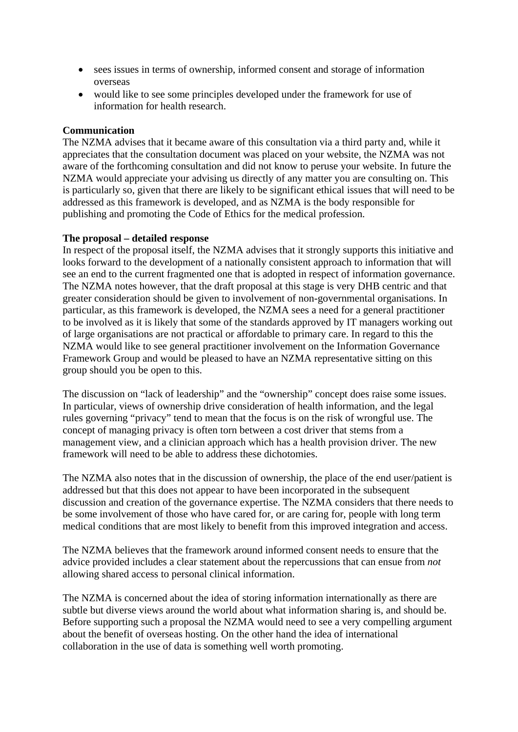- sees issues in terms of ownership, informed consent and storage of information overseas
- would like to see some principles developed under the framework for use of information for health research.

**Communication**

The NZMA advises that it became aware of this consultation via a third party and, while it appreciates that the consultation document was placed on your website, the NZMA was not aware of the forthcoming consultation and did not know to peruse your website. In future the NZMA would appreciate your advising us directly of any matter you are consulting on. This is particularly so, given that there are likely to be significant ethical issues that will need to be addressed as this framework is developed, and as NZMA is the body responsible for publishing and promoting the Code of Ethics for the medical profession.

**The proposal – detailed response**

In respect of the proposal itself, the NZMA advises that it strongly supports this initiative and looks forward to the development of a nationally consistent approach to information that will see an end to the current fragmented one that is adopted in respect of information governance. The NZMA notes however, that the draft proposal at this stage is very DHB centric and that greater consideration should be given to involvement of non-governmental organisations. In particular, as this framework is developed, the NZMA sees a need for a general practitioner to be involved as it is likely that some of the standards approved by IT managers working out of large organisations are not practical or affordable to primary care. In regard to this the NZMA would like to see general practitioner involvement on the Information Governance Framework Group and would be pleased to have an NZMA representative sitting on this group should you be open to this.

The discussion on "lack of leadership" and the "ownership" concept does raise some issues. In particular, views of ownership drive consideration of health information, and the legal rules governing "privacy" tend to mean that the focus is on the risk of wrongful use. The concept of managing privacy is often torn between a cost driver that stems from a management view, and a clinician approach which has a health provision driver. The new framework will need to be able to address these dichotomies.

The NZMA also notes that in the discussion of ownership, the place of the end user/patient is addressed but that this does not appear to have been incorporated in the subsequent discussion and creation of the governance expertise. The NZMA considers that there needs to be some involvement of those who have cared for, or are caring for, people with long term medical conditions that are most likely to benefit from this improved integration and access.

The NZMA believes that the framework around informed consent needs to ensure that the advice provided includes a clear statement about the repercussions that can ensue from *not* allowing shared access to personal clinical information.

The NZMA is concerned about the idea of storing information internationally as there are subtle but diverse views around the world about what information sharing is, and should be. Before supporting such a proposal the NZMA would need to see a very compelling argument about the benefit of overseas hosting. On the other hand the idea of international collaboration in the use of data is something well worth promoting.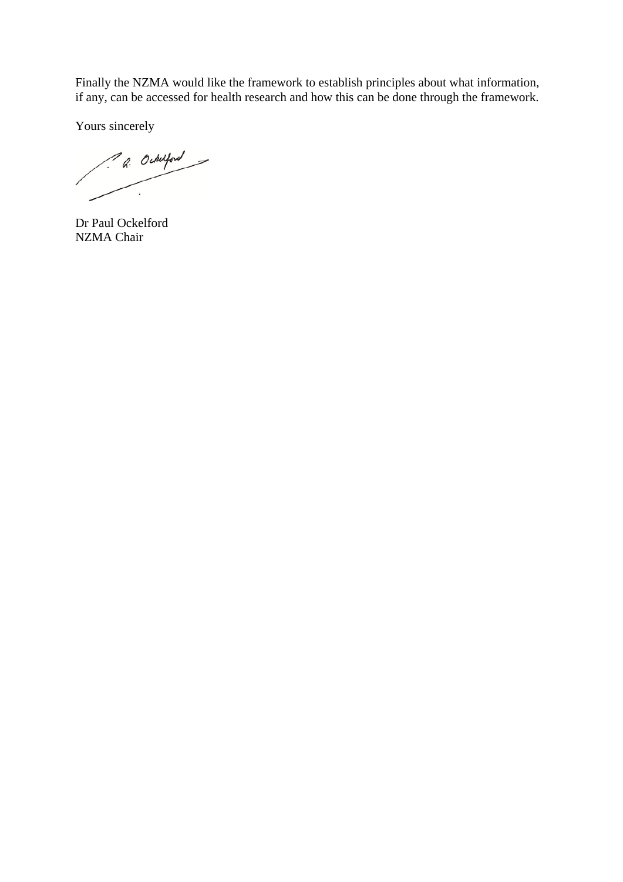Finally the NZMA would like the framework to establish principles about what information, if any, can be accessed for health research and how this can be done through the framework.

Yours sincerely

Dr Paul Ockelford
NZMA Chair